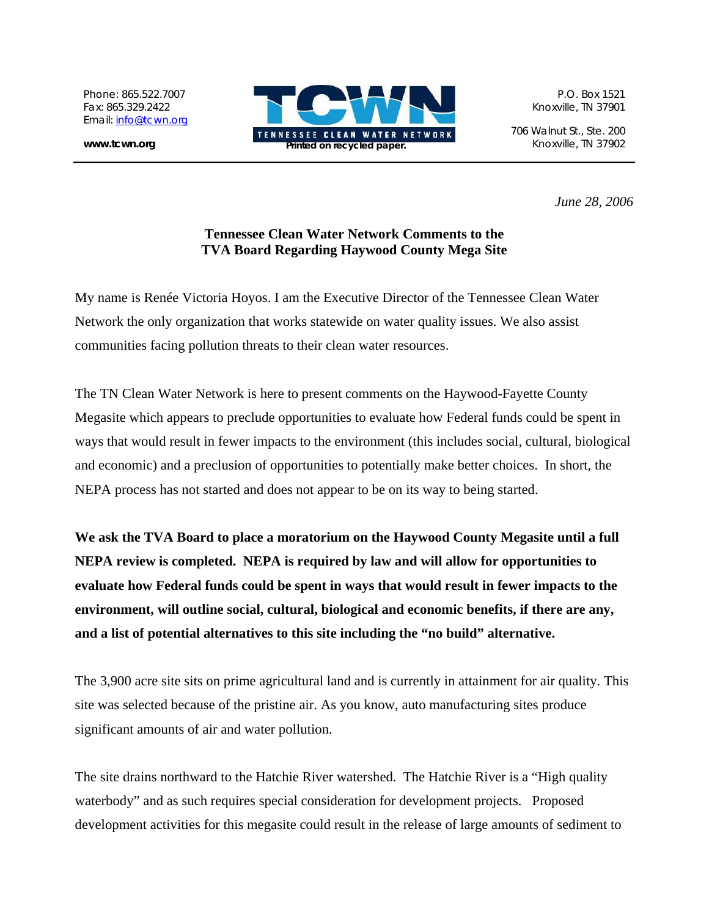Phone: 865.522.7007
Fax: 865.329.2422
Email: info@tcwn.org

**www.tcwn.org**

TCWN
TENNESSEE CLEAN WATER NETWORK
**Printed on recycled paper.**

P.O. Box 1521
Knoxville, TN 37901

706 Walnut St., Ste. 200
Knoxville, TN 37902

*June 28, 2006*

**Tennessee Clean Water Network Comments to the TVA Board Regarding Haywood County Mega Site**

My name is Renée Victoria Hoyos. I am the Executive Director of the Tennessee Clean Water Network the only organization that works statewide on water quality issues. We also assist communities facing pollution threats to their clean water resources.

The TN Clean Water Network is here to present comments on the Haywood-Fayette County Megasite which appears to preclude opportunities to evaluate how Federal funds could be spent in ways that would result in fewer impacts to the environment (this includes social, cultural, biological and economic) and a preclusion of opportunities to potentially make better choices. In short, the NEPA process has not started and does not appear to be on its way to being started.

**We ask the TVA Board to place a moratorium on the Haywood County Megasite until a full NEPA review is completed. NEPA is required by law and will allow for opportunities to evaluate how Federal funds could be spent in ways that would result in fewer impacts to the environment, will outline social, cultural, biological and economic benefits, if there are any, and a list of potential alternatives to this site including the "no build" alternative.**

The 3,900 acre site sits on prime agricultural land and is currently in attainment for air quality. This site was selected because of the pristine air. As you know, auto manufacturing sites produce significant amounts of air and water pollution.

The site drains northward to the Hatchie River watershed. The Hatchie River is a "High quality waterbody" and as such requires special consideration for development projects. Proposed development activities for this megasite could result in the release of large amounts of sediment to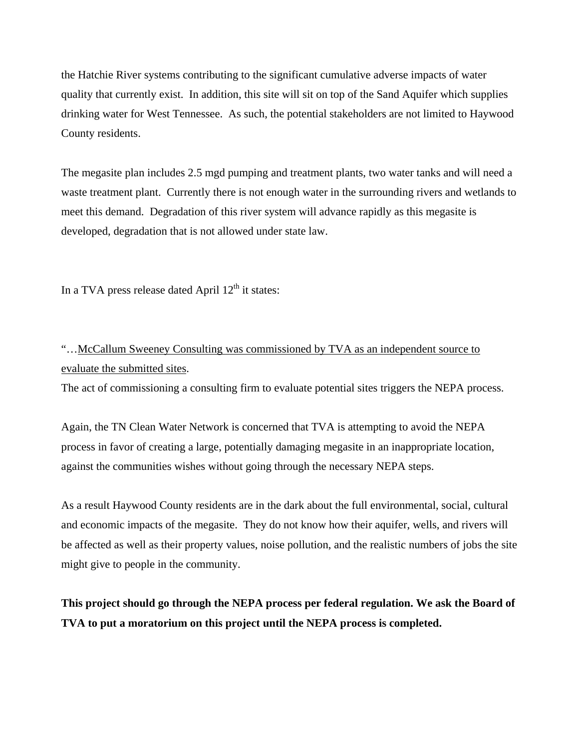the Hatchie River systems contributing to the significant cumulative adverse impacts of water quality that currently exist. In addition, this site will sit on top of the Sand Aquifer which supplies drinking water for West Tennessee. As such, the potential stakeholders are not limited to Haywood County residents.

The megasite plan includes 2.5 mgd pumping and treatment plants, two water tanks and will need a waste treatment plant. Currently there is not enough water in the surrounding rivers and wetlands to meet this demand. Degradation of this river system will advance rapidly as this megasite is developed, degradation that is not allowed under state law.

In a TVA press release dated April 12th it states:

"…<u>McCallum Sweeney Consulting was commissioned by TVA as an independent source to evaluate the submitted sites</u>.
The act of commissioning a consulting firm to evaluate potential sites triggers the NEPA process.

Again, the TN Clean Water Network is concerned that TVA is attempting to avoid the NEPA process in favor of creating a large, potentially damaging megasite in an inappropriate location, against the communities wishes without going through the necessary NEPA steps.

As a result Haywood County residents are in the dark about the full environmental, social, cultural and economic impacts of the megasite. They do not know how their aquifer, wells, and rivers will be affected as well as their property values, noise pollution, and the realistic numbers of jobs the site might give to people in the community.

**This project should go through the NEPA process per federal regulation. We ask the Board of TVA to put a moratorium on this project until the NEPA process is completed.**